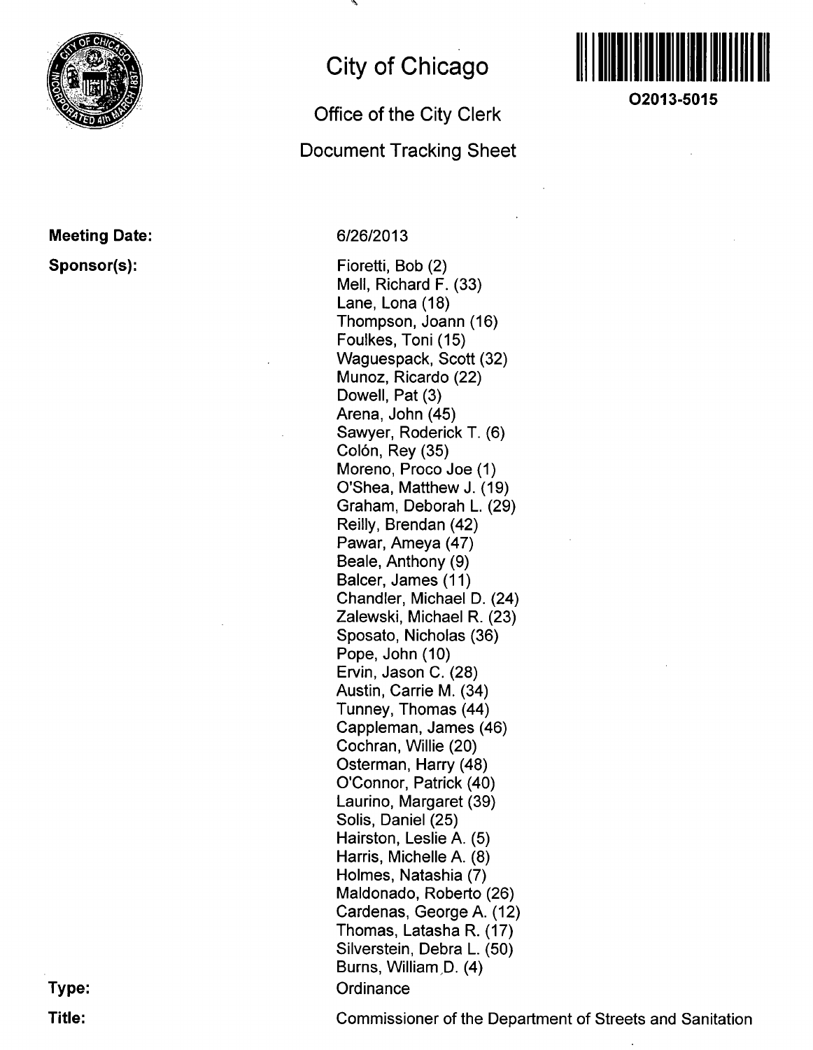# City of Chicago

## Office of the City Clerk

## Document Tracking Sheet

**O2013-5015**

**Meeting Date:** 6/26/2013

**Sponsor(s):**

Fioretti, Bob (2)
Mell, Richard F. (33)
Lane, Lona (18)
Thompson, Joann (16)
Foulkes, Toni (15)
Waguespack, Scott (32)
Munoz, Ricardo (22)
Dowell, Pat (3)
Arena, John (45)
Sawyer, Roderick T. (6)
Colón, Rey (35)
Moreno, Proco Joe (1)
O'Shea, Matthew J. (19)
Graham, Deborah L. (29)
Reilly, Brendan (42)
Pawar, Ameya (47)
Beale, Anthony (9)
Balcer, James (11)
Chandler, Michael D. (24)
Zalewski, Michael R. (23)
Sposato, Nicholas (36)
Pope, John (10)
Ervin, Jason C. (28)
Austin, Carrie M. (34)
Tunney, Thomas (44)
Cappleman, James (46)
Cochran, Willie (20)
Osterman, Harry (48)
O'Connor, Patrick (40)
Laurino, Margaret (39)
Solis, Daniel (25)
Hairston, Leslie A. (5)
Harris, Michelle A. (8)
Holmes, Natashia (7)
Maldonado, Roberto (26)
Cardenas, George A. (12)
Thomas, Latasha R. (17)
Silverstein, Debra L. (50)
Burns, William D. (4)

**Type:** Ordinance

**Title:** Commissioner of the Department of Streets and Sanitation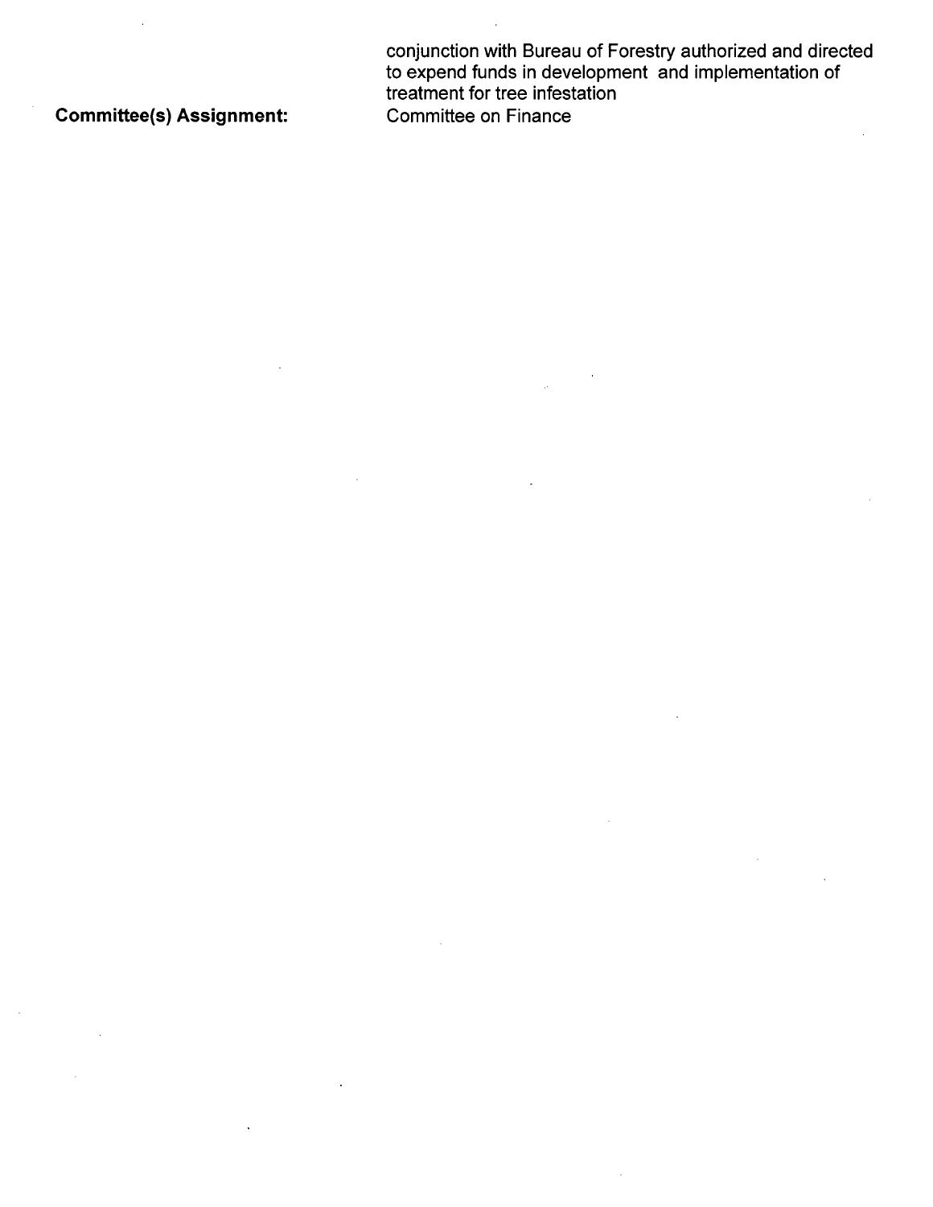conjunction with Bureau of Forestry authorized and directed to expend funds in development and implementation of treatment for tree infestation

**Committee(s) Assignment:** Committee on Finance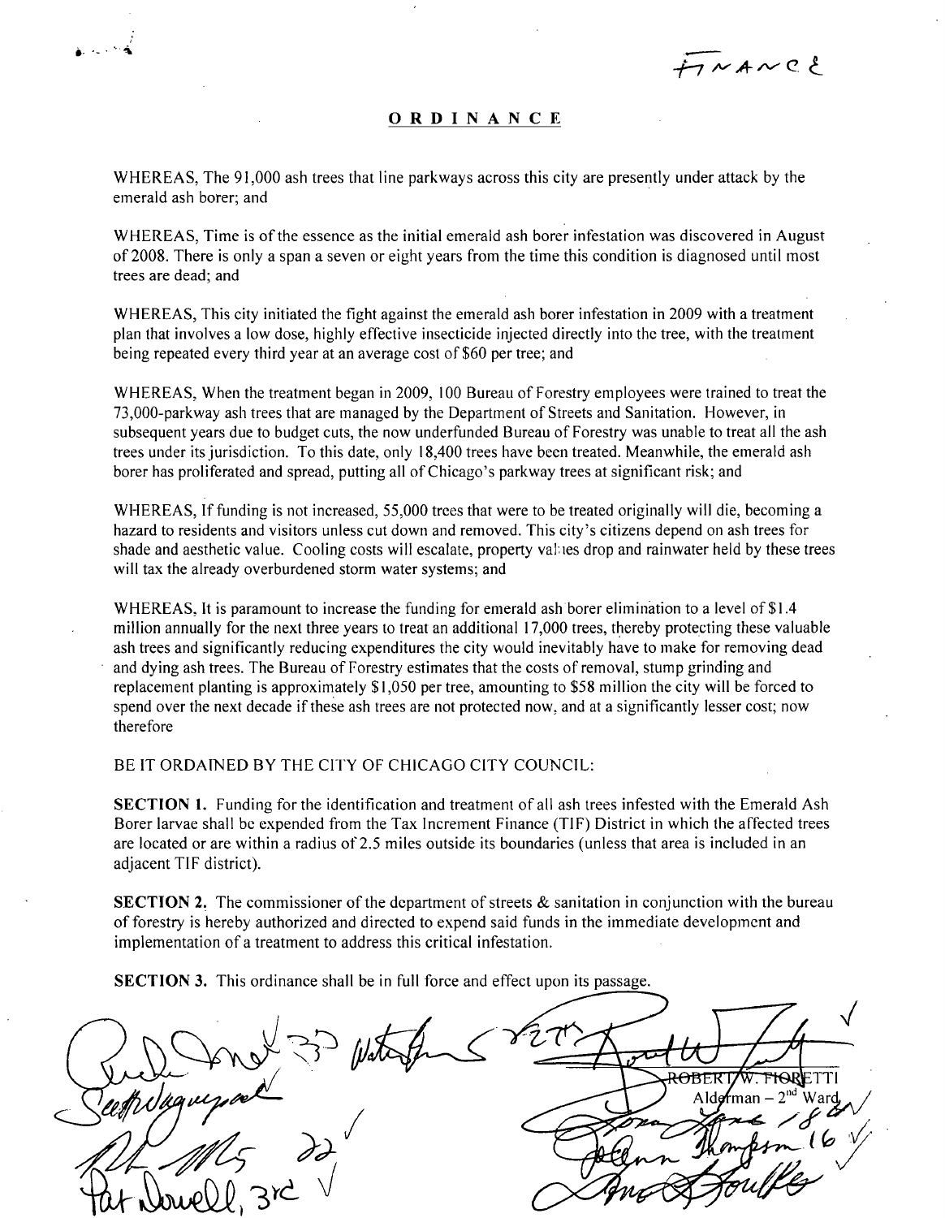FINANCE

## ORDINANCE

WHEREAS, The 91,000 ash trees that line parkways across this city are presently under attack by the emerald ash borer; and

WHEREAS, Time is of the essence as the initial emerald ash borer infestation was discovered in August of 2008. There is only a span a seven or eight years from the time this condition is diagnosed until most trees are dead; and

WHEREAS, This city initiated the fight against the emerald ash borer infestation in 2009 with a treatment plan that involves a low dose, highly effective insecticide injected directly into the tree, with the treatment being repeated every third year at an average cost of $60 per tree; and

WHEREAS, When the treatment began in 2009, 100 Bureau of Forestry employees were trained to treat the 73,000-parkway ash trees that are managed by the Department of Streets and Sanitation. However, in subsequent years due to budget cuts, the now underfunded Bureau of Forestry was unable to treat all the ash trees under its jurisdiction. To this date, only 18,400 trees have been treated. Meanwhile, the emerald ash borer has proliferated and spread, putting all of Chicago's parkway trees at significant risk; and

WHEREAS, If funding is not increased, 55,000 trees that were to be treated originally will die, becoming a hazard to residents and visitors unless cut down and removed. This city's citizens depend on ash trees for shade and aesthetic value. Cooling costs will escalate, property values drop and rainwater held by these trees will tax the already overburdened storm water systems; and

WHEREAS, It is paramount to increase the funding for emerald ash borer elimination to a level of $1.4 million annually for the next three years to treat an additional 17,000 trees, thereby protecting these valuable ash trees and significantly reducing expenditures the city would inevitably have to make for removing dead and dying ash trees. The Bureau of Forestry estimates that the costs of removal, stump grinding and replacement planting is approximately $1,050 per tree, amounting to $58 million the city will be forced to spend over the next decade if these ash trees are not protected now, and at a significantly lesser cost; now therefore

BE IT ORDAINED BY THE CITY OF CHICAGO CITY COUNCIL:

**SECTION 1.** Funding for the identification and treatment of all ash trees infested with the Emerald Ash Borer larvae shall be expended from the Tax Increment Finance (TIF) District in which the affected trees are located or are within a radius of 2.5 miles outside its boundaries (unless that area is included in an adjacent TIF district).

**SECTION 2.** The commissioner of the department of streets & sanitation in conjunction with the bureau of forestry is hereby authorized and directed to expend said funds in the immediate development and implementation of a treatment to address this critical infestation.

**SECTION 3.** This ordinance shall be in full force and effect upon its passage.

ROBERT W. FIORETTI
Alderman – 2nd Ward

Pat Dowell, 3rd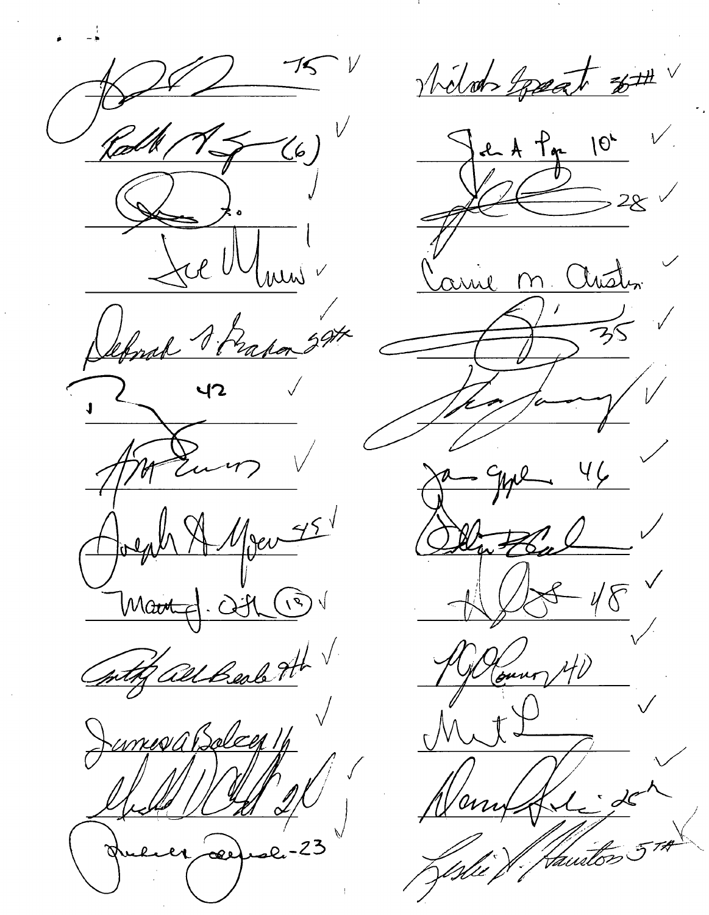[signature] 15 ✓

[signature] (6) ✓

[signature] ✓

Joe Moore ✓

Deborah L. Graham 29th ✓

[signature] 42 ✓

[signature] ✓

Joseph A. Moore 45 ✓

Martin J. Oberman (13) ✓

Anthony A. Beale 9th ✓

James A. Balcer 11 ✓

[signature] 21 ✓

[signature] -23 ✓

Nicholas Sposato 36th ✓

John A. Pope 10th ✓

[signature] 28 ✓

Carrie M. Austin ✓

[signature] 35 ✓

[signature] ✓

James Cappleman 46 ✓

[signature] ✓

[signature] 48 ✓

P. J. O'Connor 40 ✓

[signature] ✓

[signature] 25th ✓

Leslie A. Hairston 5th ✓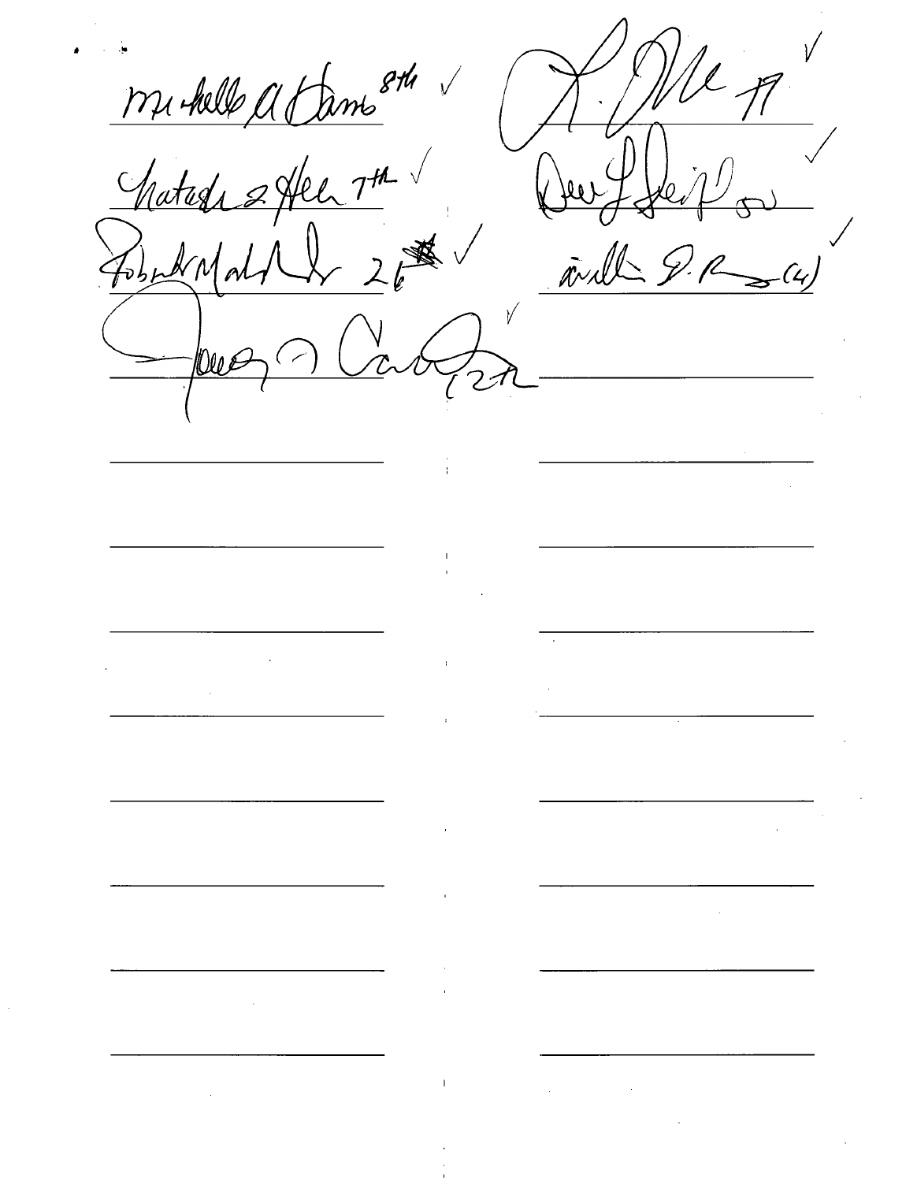Michelle A Harris 8th ✓

Natasha L Allen 7th ✓

Robert Mahler 26th ✓

James D Carr (2nd) ✓

L. [signature] 11 ✓

Dee L [signature] 5th ✓

William D. R[signature] (4) ✓